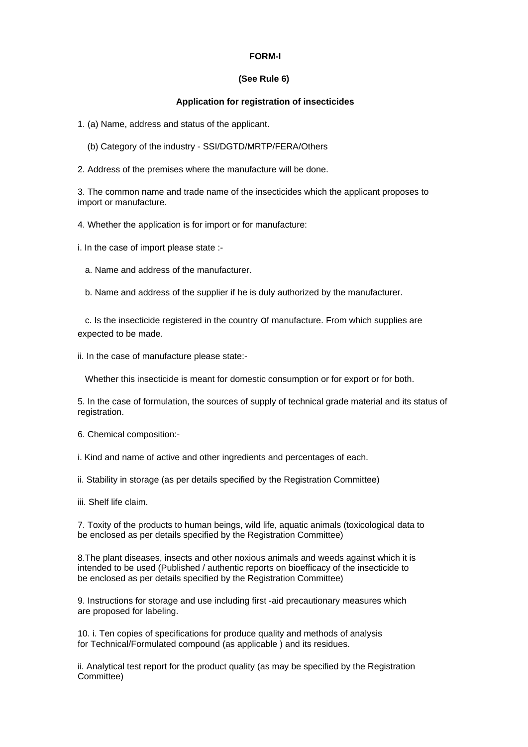**FORM-I**

**(See Rule 6)**

**Application for registration of insecticides**

1. (a) Name, address and status of the applicant.

   (b) Category of the industry - SSI/DGTD/MRTP/FERA/Others

2. Address of the premises where the manufacture will be done.

3. The common name and trade name of the insecticides which the applicant proposes to import or manufacture.

4. Whether the application is for import or for manufacture:

i. In the case of import please state :-

   a. Name and address of the manufacturer.

   b. Name and address of the supplier if he is duly authorized by the manufacturer.

   c. Is the insecticide registered in the country of manufacture. From which supplies are expected to be made.

ii. In the case of manufacture please state:-

   Whether this insecticide is meant for domestic consumption or for export or for both.

5. In the case of formulation, the sources of supply of technical grade material and its status of registration.

6. Chemical composition:-

i. Kind and name of active and other ingredients and percentages of each.

ii. Stability in storage (as per details specified by the Registration Committee)

iii. Shelf life claim.

7. Toxity of the products to human beings, wild life, aquatic animals (toxicological data to be enclosed as per details specified by the Registration Committee)

8.The plant diseases, insects and other noxious animals and weeds against which it is intended to be used (Published / authentic reports on bioefficacy of the insecticide to be enclosed as per details specified by the Registration Committee)

9. Instructions for storage and use including first -aid precautionary measures which are proposed for labeling.

10. i. Ten copies of specifications for produce quality and methods of analysis for Technical/Formulated compound (as applicable ) and its residues.

ii. Analytical test report for the product quality (as may be specified by the Registration Committee)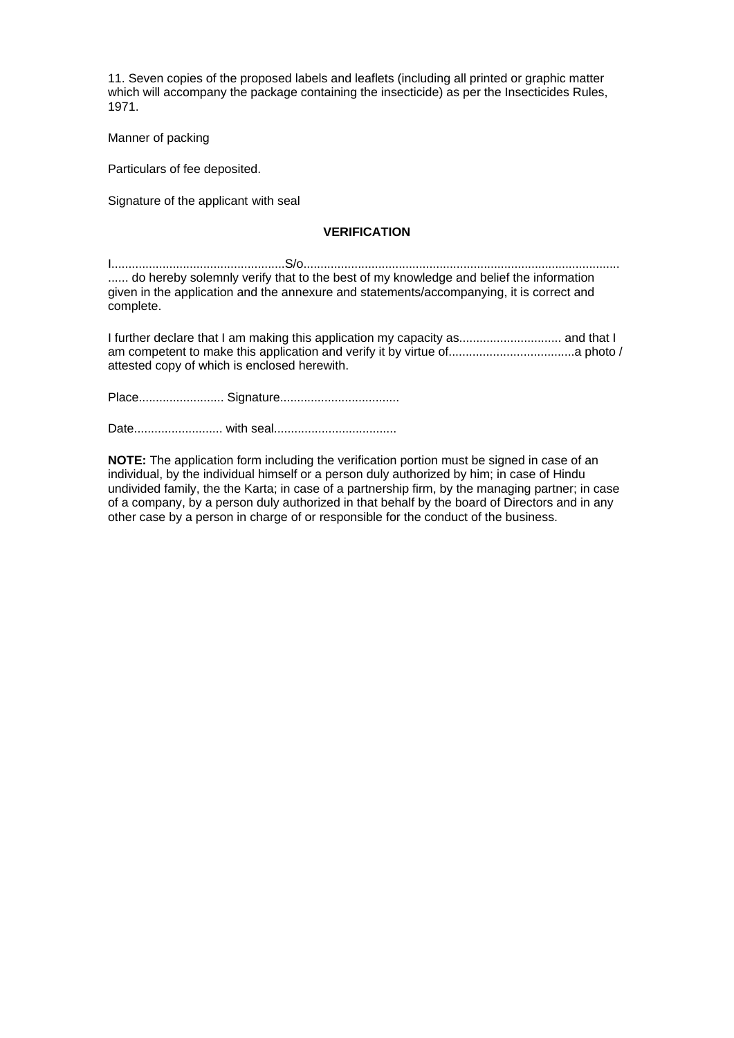11. Seven copies of the proposed labels and leaflets (including all printed or graphic matter which will accompany the package containing the insecticide) as per the Insecticides Rules, 1971.

Manner of packing

Particulars of fee deposited.

Signature of the applicant with seal

**VERIFICATION**

I..................................................S/o............................................................................................ ...... do hereby solemnly verify that to the best of my knowledge and belief the information given in the application and the annexure and statements/accompanying, it is correct and complete.

I further declare that I am making this application my capacity as............................. and that I am competent to make this application and verify it by virtue of.....................................a photo / attested copy of which is enclosed herewith.

Place......................... Signature...................................

Date.......................... with seal....................................

**NOTE:** The application form including the verification portion must be signed in case of an individual, by the individual himself or a person duly authorized by him; in case of Hindu undivided family, the the Karta; in case of a partnership firm, by the managing partner; in case of a company, by a person duly authorized in that behalf by the board of Directors and in any other case by a person in charge of or responsible for the conduct of the business.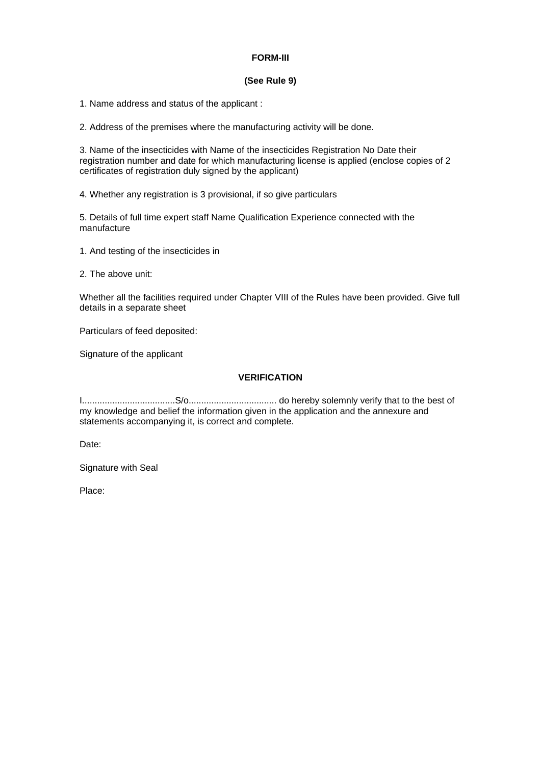**FORM-III**

**(See Rule 9)**

1. Name address and status of the applicant :

2. Address of the premises where the manufacturing activity will be done.

3. Name of the insecticides with Name of the insecticides Registration No Date their registration number and date for which manufacturing license is applied (enclose copies of 2 certificates of registration duly signed by the applicant)

4. Whether any registration is 3 provisional, if so give particulars

5. Details of full time expert staff Name Qualification Experience connected with the manufacture

1. And testing of the insecticides in

2. The above unit:

Whether all the facilities required under Chapter VIII of the Rules have been provided. Give full details in a separate sheet

Particulars of feed deposited:

Signature of the applicant

**VERIFICATION**

I.....................................S/o................................... do hereby solemnly verify that to the best of my knowledge and belief the information given in the application and the annexure and statements accompanying it, is correct and complete.

Date:

Signature with Seal

Place: